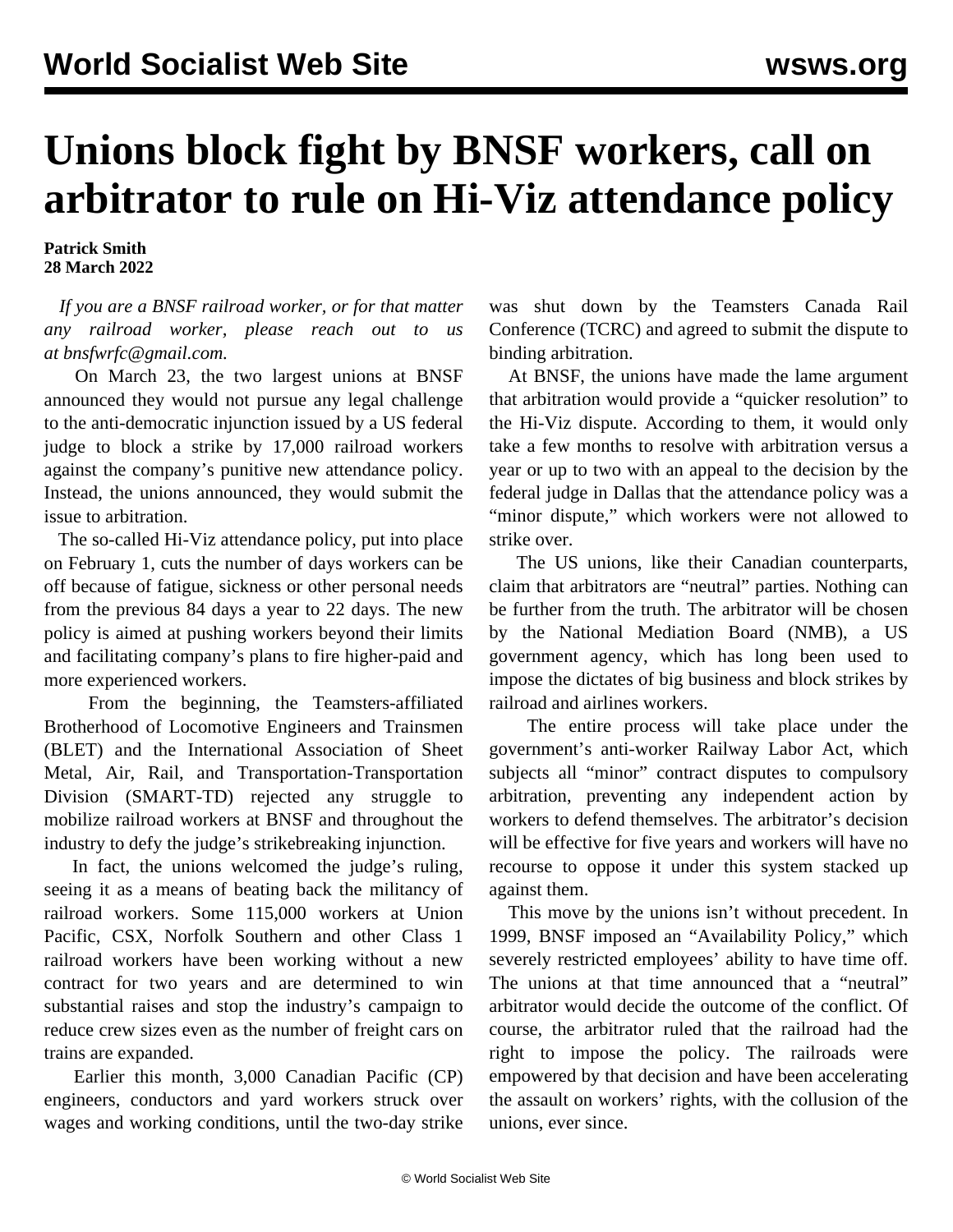# Unions block fight by BNSF workers, call on arbitrator to rule on Hi-Viz attendance policy

**Patrick Smith**
**28 March 2022**

*If you are a BNSF railroad worker, or for that matter any railroad worker, please reach out to us at bnsfwrfc@gmail.com.*

On March 23, the two largest unions at BNSF announced they would not pursue any legal challenge to the anti-democratic injunction issued by a US federal judge to block a strike by 17,000 railroad workers against the company's punitive new attendance policy. Instead, the unions announced, they would submit the issue to arbitration.

The so-called Hi-Viz attendance policy, put into place on February 1, cuts the number of days workers can be off because of fatigue, sickness or other personal needs from the previous 84 days a year to 22 days. The new policy is aimed at pushing workers beyond their limits and facilitating company's plans to fire higher-paid and more experienced workers.

From the beginning, the Teamsters-affiliated Brotherhood of Locomotive Engineers and Trainsmen (BLET) and the International Association of Sheet Metal, Air, Rail, and Transportation-Transportation Division (SMART-TD) rejected any struggle to mobilize railroad workers at BNSF and throughout the industry to defy the judge's strikebreaking injunction.

In fact, the unions welcomed the judge's ruling, seeing it as a means of beating back the militancy of railroad workers. Some 115,000 workers at Union Pacific, CSX, Norfolk Southern and other Class 1 railroad workers have been working without a new contract for two years and are determined to win substantial raises and stop the industry's campaign to reduce crew sizes even as the number of freight cars on trains are expanded.

Earlier this month, 3,000 Canadian Pacific (CP) engineers, conductors and yard workers struck over wages and working conditions, until the two-day strike was shut down by the Teamsters Canada Rail Conference (TCRC) and agreed to submit the dispute to binding arbitration.

At BNSF, the unions have made the lame argument that arbitration would provide a "quicker resolution" to the Hi-Viz dispute. According to them, it would only take a few months to resolve with arbitration versus a year or up to two with an appeal to the decision by the federal judge in Dallas that the attendance policy was a "minor dispute," which workers were not allowed to strike over.

The US unions, like their Canadian counterparts, claim that arbitrators are "neutral" parties. Nothing can be further from the truth. The arbitrator will be chosen by the National Mediation Board (NMB), a US government agency, which has long been used to impose the dictates of big business and block strikes by railroad and airlines workers.

The entire process will take place under the government's anti-worker Railway Labor Act, which subjects all "minor" contract disputes to compulsory arbitration, preventing any independent action by workers to defend themselves. The arbitrator's decision will be effective for five years and workers will have no recourse to oppose it under this system stacked up against them.

This move by the unions isn't without precedent. In 1999, BNSF imposed an "Availability Policy," which severely restricted employees' ability to have time off. The unions at that time announced that a "neutral" arbitrator would decide the outcome of the conflict. Of course, the arbitrator ruled that the railroad had the right to impose the policy. The railroads were empowered by that decision and have been accelerating the assault on workers' rights, with the collusion of the unions, ever since.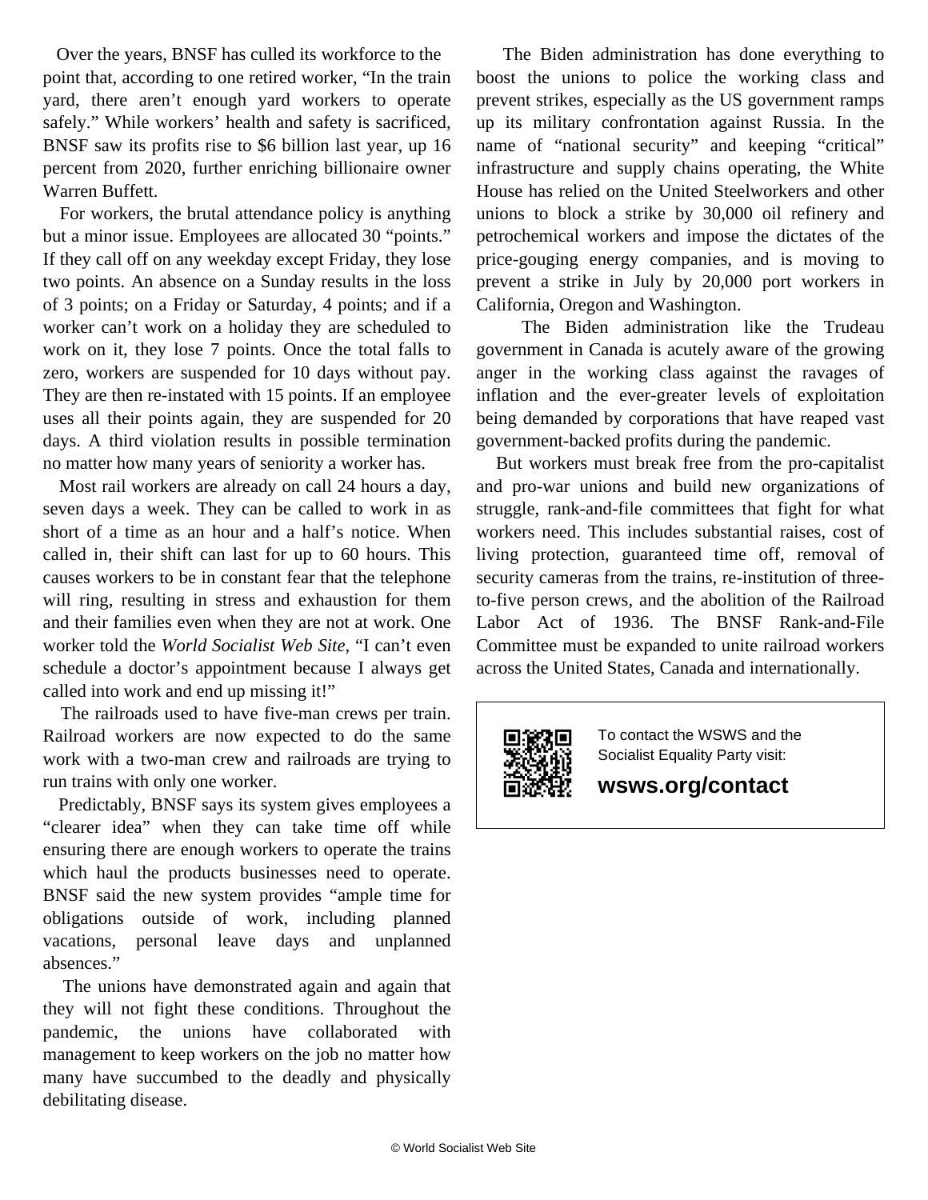Over the years, BNSF has culled its workforce to the point that, according to one retired worker, "In the train yard, there aren't enough yard workers to operate safely." While workers' health and safety is sacrificed, BNSF saw its profits rise to $6 billion last year, up 16 percent from 2020, further enriching billionaire owner Warren Buffett.

For workers, the brutal attendance policy is anything but a minor issue. Employees are allocated 30 "points." If they call off on any weekday except Friday, they lose two points. An absence on a Sunday results in the loss of 3 points; on a Friday or Saturday, 4 points; and if a worker can't work on a holiday they are scheduled to work on it, they lose 7 points. Once the total falls to zero, workers are suspended for 10 days without pay. They are then re-instated with 15 points. If an employee uses all their points again, they are suspended for 20 days. A third violation results in possible termination no matter how many years of seniority a worker has.

Most rail workers are already on call 24 hours a day, seven days a week. They can be called to work in as short of a time as an hour and a half's notice. When called in, their shift can last for up to 60 hours. This causes workers to be in constant fear that the telephone will ring, resulting in stress and exhaustion for them and their families even when they are not at work. One worker told the *World Socialist Web Site*, "I can't even schedule a doctor's appointment because I always get called into work and end up missing it!"

The railroads used to have five-man crews per train. Railroad workers are now expected to do the same work with a two-man crew and railroads are trying to run trains with only one worker.

Predictably, BNSF says its system gives employees a "clearer idea" when they can take time off while ensuring there are enough workers to operate the trains which haul the products businesses need to operate. BNSF said the new system provides "ample time for obligations outside of work, including planned vacations, personal leave days and unplanned absences."

The unions have demonstrated again and again that they will not fight these conditions. Throughout the pandemic, the unions have collaborated with management to keep workers on the job no matter how many have succumbed to the deadly and physically debilitating disease.

The Biden administration has done everything to boost the unions to police the working class and prevent strikes, especially as the US government ramps up its military confrontation against Russia. In the name of "national security" and keeping "critical" infrastructure and supply chains operating, the White House has relied on the United Steelworkers and other unions to block a strike by 30,000 oil refinery and petrochemical workers and impose the dictates of the price-gouging energy companies, and is moving to prevent a strike in July by 20,000 port workers in California, Oregon and Washington.

The Biden administration like the Trudeau government in Canada is acutely aware of the growing anger in the working class against the ravages of inflation and the ever-greater levels of exploitation being demanded by corporations that have reaped vast government-backed profits during the pandemic.

But workers must break free from the pro-capitalist and pro-war unions and build new organizations of struggle, rank-and-file committees that fight for what workers need. This includes substantial raises, cost of living protection, guaranteed time off, removal of security cameras from the trains, re-institution of three-to-five person crews, and the abolition of the Railroad Labor Act of 1936. The BNSF Rank-and-File Committee must be expanded to unite railroad workers across the United States, Canada and internationally.

To contact the WSWS and the Socialist Equality Party visit:

**wsws.org/contact**